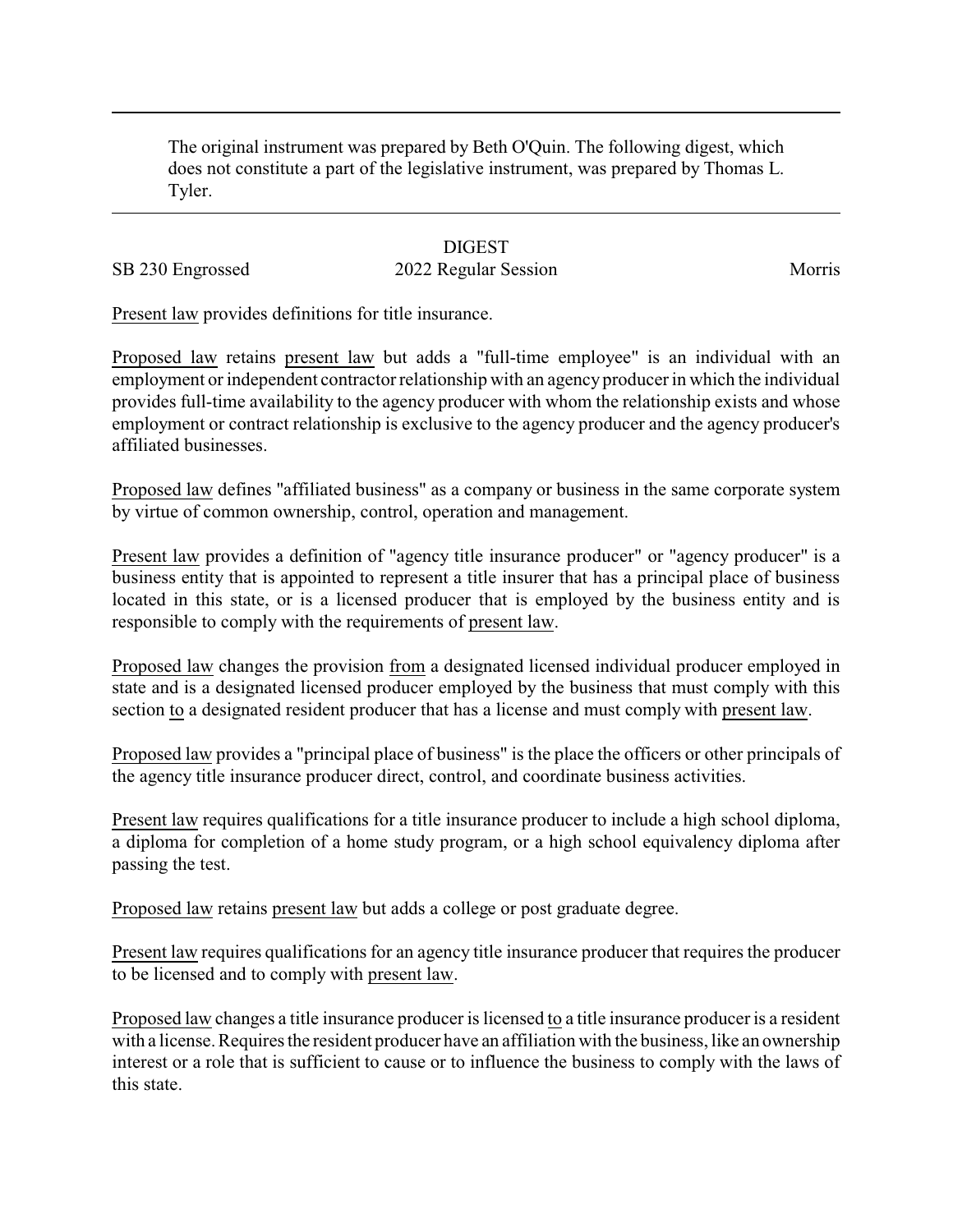The original instrument was prepared by Beth O'Quin. The following digest, which does not constitute a part of the legislative instrument, was prepared by Thomas L. Tyler.

---

DIGEST

SB 230 Engrossed 2022 Regular Session Morris

Present law provides definitions for title insurance.

Proposed law retains present law but adds a "full-time employee" is an individual with an employment or independent contractor relationship with an agency producer in which the individual provides full-time availability to the agency producer with whom the relationship exists and whose employment or contract relationship is exclusive to the agency producer and the agency producer's affiliated businesses.

Proposed law defines "affiliated business" as a company or business in the same corporate system by virtue of common ownership, control, operation and management.

Present law provides a definition of "agency title insurance producer" or "agency producer" is a business entity that is appointed to represent a title insurer that has a principal place of business located in this state, or is a licensed producer that is employed by the business entity and is responsible to comply with the requirements of present law.

Proposed law changes the provision from a designated licensed individual producer employed in state and is a designated licensed producer employed by the business that must comply with this section to a designated resident producer that has a license and must comply with present law.

Proposed law provides a "principal place of business" is the place the officers or other principals of the agency title insurance producer direct, control, and coordinate business activities.

Present law requires qualifications for a title insurance producer to include a high school diploma, a diploma for completion of a home study program, or a high school equivalency diploma after passing the test.

Proposed law retains present law but adds a college or post graduate degree.

Present law requires qualifications for an agency title insurance producer that requires the producer to be licensed and to comply with present law.

Proposed law changes a title insurance producer is licensed to a title insurance producer is a resident with a license. Requires the resident producer have an affiliation with the business, like an ownership interest or a role that is sufficient to cause or to influence the business to comply with the laws of this state.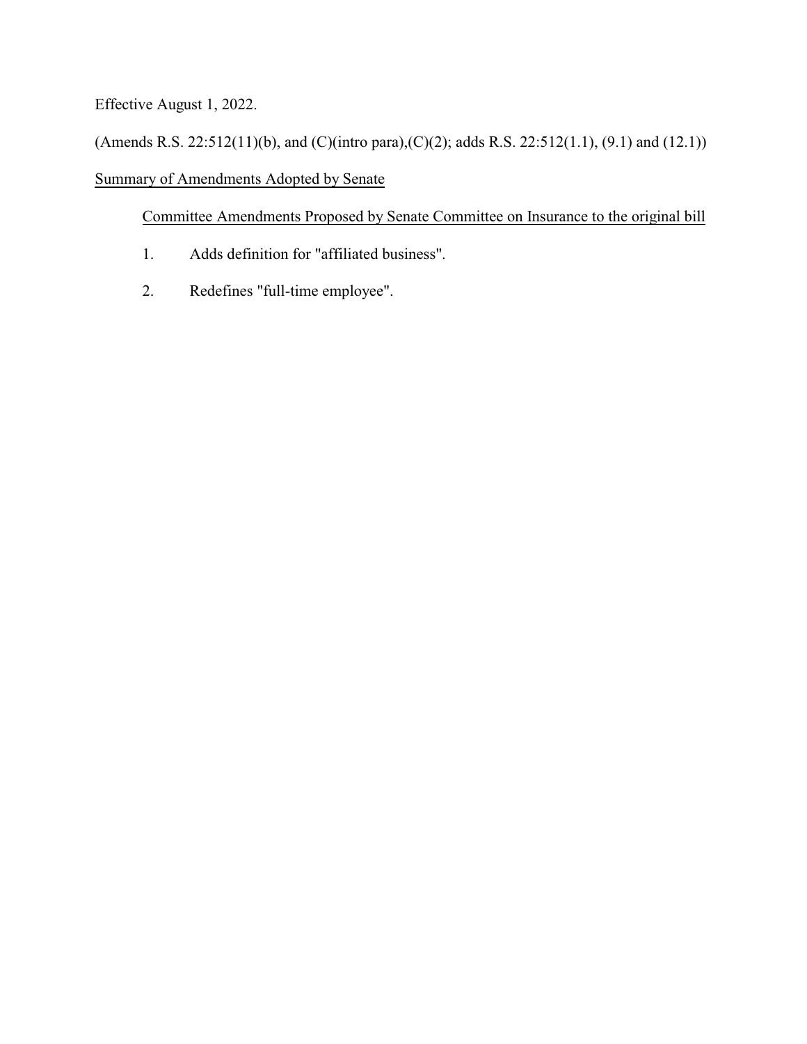Effective August 1, 2022.

(Amends R.S. 22:512(11)(b), and (C)(intro para),(C)(2); adds R.S. 22:512(1.1), (9.1) and (12.1))

Summary of Amendments Adopted by Senate

Committee Amendments Proposed by Senate Committee on Insurance to the original bill

1. Adds definition for "affiliated business".
2. Redefines "full-time employee".